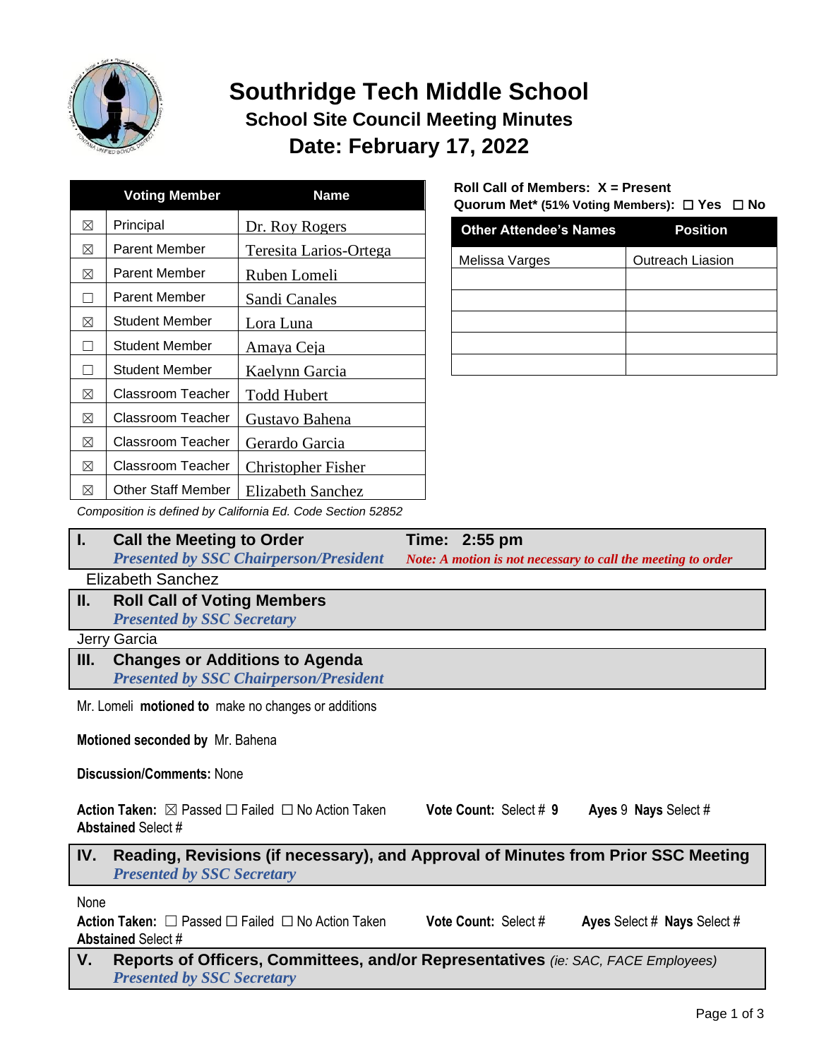# Southridge Tech Middle School

## School Site Council Meeting Minutes

## Date: February 17, 2022

| | Voting Member | Name |
|---|---|---|
| ☒ | Principal | Dr. Roy Rogers |
| ☒ | Parent Member | Teresita Larios-Ortega |
| ☒ | Parent Member | Ruben Lomeli |
| ☐ | Parent Member | Sandi Canales |
| ☒ | Student Member | Lora Luna |
| ☐ | Student Member | Amaya Ceja |
| ☐ | Student Member | Kaelynn Garcia |
| ☒ | Classroom Teacher | Todd Hubert |
| ☒ | Classroom Teacher | Gustavo Bahena |
| ☒ | Classroom Teacher | Gerardo Garcia |
| ☒ | Classroom Teacher | Christopher Fisher |
| ☒ | Other Staff Member | Elizabeth Sanchez |

*Composition is defined by California Ed. Code Section 52852*

**Roll Call of Members: X = Present**
**Quorum Met\* (51% Voting Members): ☐ Yes ☐ No**

| Other Attendee's Names | Position |
|---|---|
| Melissa Varges | Outreach Liasion |
| | |
| | |
| | |
| | |
| | |

### I. Call the Meeting to Order — Time: 2:55 pm

*Presented by SSC Chairperson/President*

*Note: A motion is not necessary to call the meeting to order*

Elizabeth Sanchez

### II. Roll Call of Voting Members

*Presented by SSC Secretary*

Jerry Garcia

### III. Changes or Additions to Agenda

*Presented by SSC Chairperson/President*

Mr. Lomeli **motioned to** make no changes or additions

**Motioned seconded by** Mr. Bahena

**Discussion/Comments:** None

**Action Taken:** ☒ Passed ☐ Failed ☐ No Action Taken **Vote Count:** Select # **9** **Ayes** 9 **Nays** Select # **Abstained** Select #

### IV. Reading, Revisions (if necessary), and Approval of Minutes from Prior SSC Meeting

*Presented by SSC Secretary*

None

**Action Taken:** ☐ Passed ☐ Failed ☐ No Action Taken **Vote Count:** Select # **Ayes** Select # **Nays** Select # **Abstained** Select #

### V. Reports of Officers, Committees, and/or Representatives *(ie: SAC, FACE Employees)*

*Presented by SSC Secretary*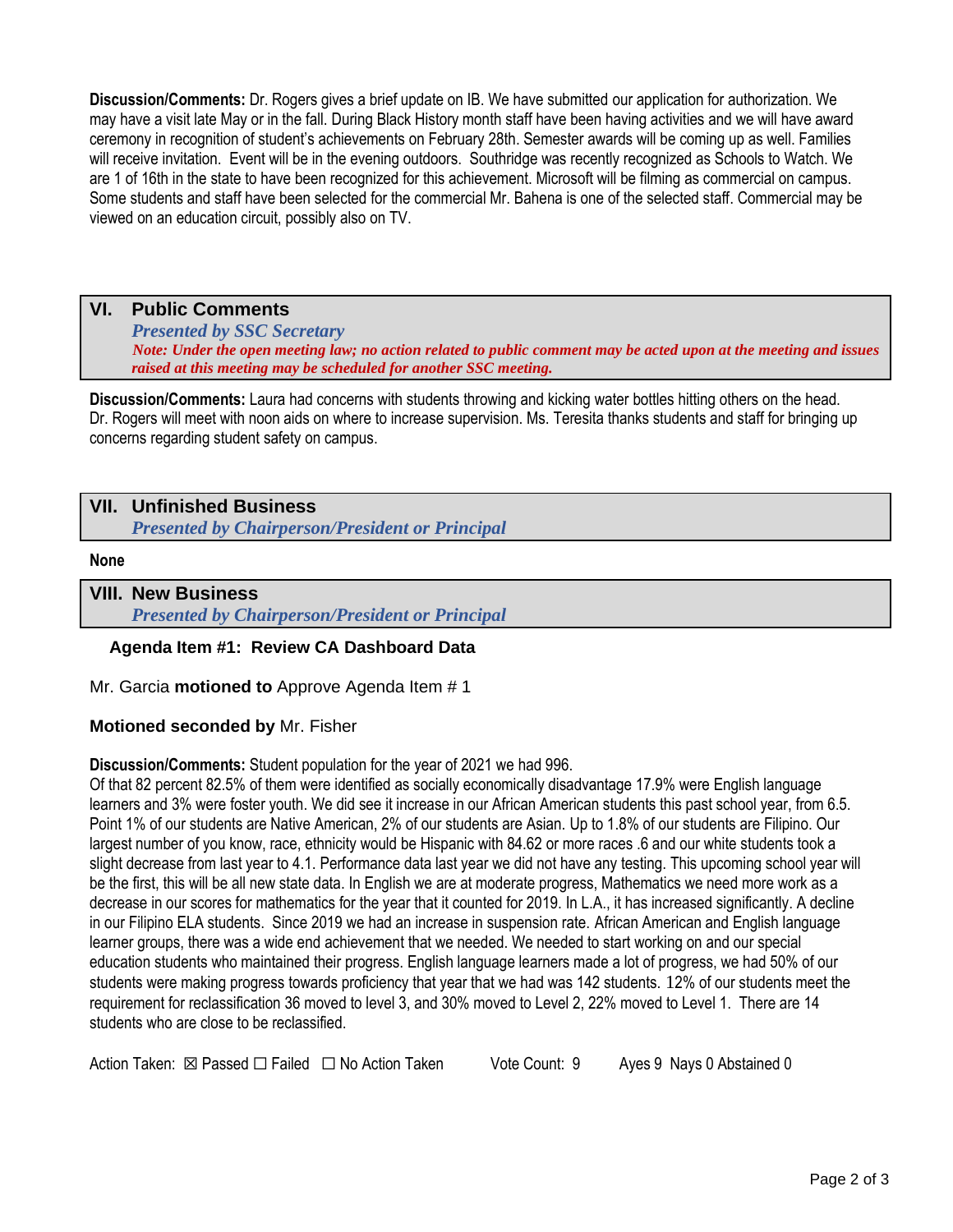**Discussion/Comments:** Dr. Rogers gives a brief update on IB. We have submitted our application for authorization. We may have a visit late May or in the fall. During Black History month staff have been having activities and we will have award ceremony in recognition of student's achievements on February 28th. Semester awards will be coming up as well. Families will receive invitation. Event will be in the evening outdoors. Southridge was recently recognized as Schools to Watch. We are 1 of 16th in the state to have been recognized for this achievement. Microsoft will be filming as commercial on campus. Some students and staff have been selected for the commercial Mr. Bahena is one of the selected staff. Commercial may be viewed on an education circuit, possibly also on TV.

## VI. Public Comments

*Presented by SSC Secretary*

*Note: Under the open meeting law; no action related to public comment may be acted upon at the meeting and issues raised at this meeting may be scheduled for another SSC meeting.*

**Discussion/Comments:** Laura had concerns with students throwing and kicking water bottles hitting others on the head. Dr. Rogers will meet with noon aids on where to increase supervision. Ms. Teresita thanks students and staff for bringing up concerns regarding student safety on campus.

## VII. Unfinished Business

*Presented by Chairperson/President or Principal*

**None**

## VIII. New Business

*Presented by Chairperson/President or Principal*

### Agenda Item #1: Review CA Dashboard Data

Mr. Garcia **motioned to** Approve Agenda Item # 1

**Motioned seconded by** Mr. Fisher

**Discussion/Comments:** Student population for the year of 2021 we had 996.
Of that 82 percent 82.5% of them were identified as socially economically disadvantage 17.9% were English language learners and 3% were foster youth. We did see it increase in our African American students this past school year, from 6.5. Point 1% of our students are Native American, 2% of our students are Asian. Up to 1.8% of our students are Filipino. Our largest number of you know, race, ethnicity would be Hispanic with 84.62 or more races .6 and our white students took a slight decrease from last year to 4.1. Performance data last year we did not have any testing. This upcoming school year will be the first, this will be all new state data. In English we are at moderate progress, Mathematics we need more work as a decrease in our scores for mathematics for the year that it counted for 2019. In L.A., it has increased significantly. A decline in our Filipino ELA students. Since 2019 we had an increase in suspension rate. African American and English language learner groups, there was a wide end achievement that we needed. We needed to start working on and our special education students who maintained their progress. English language learners made a lot of progress, we had 50% of our students were making progress towards proficiency that year that we had was 142 students. 12% of our students meet the requirement for reclassification 36 moved to level 3, and 30% moved to Level 2, 22% moved to Level 1. There are 14 students who are close to be reclassified.

Action Taken: ☒ Passed ☐ Failed ☐ No Action Taken Vote Count: 9 Ayes 9 Nays 0 Abstained 0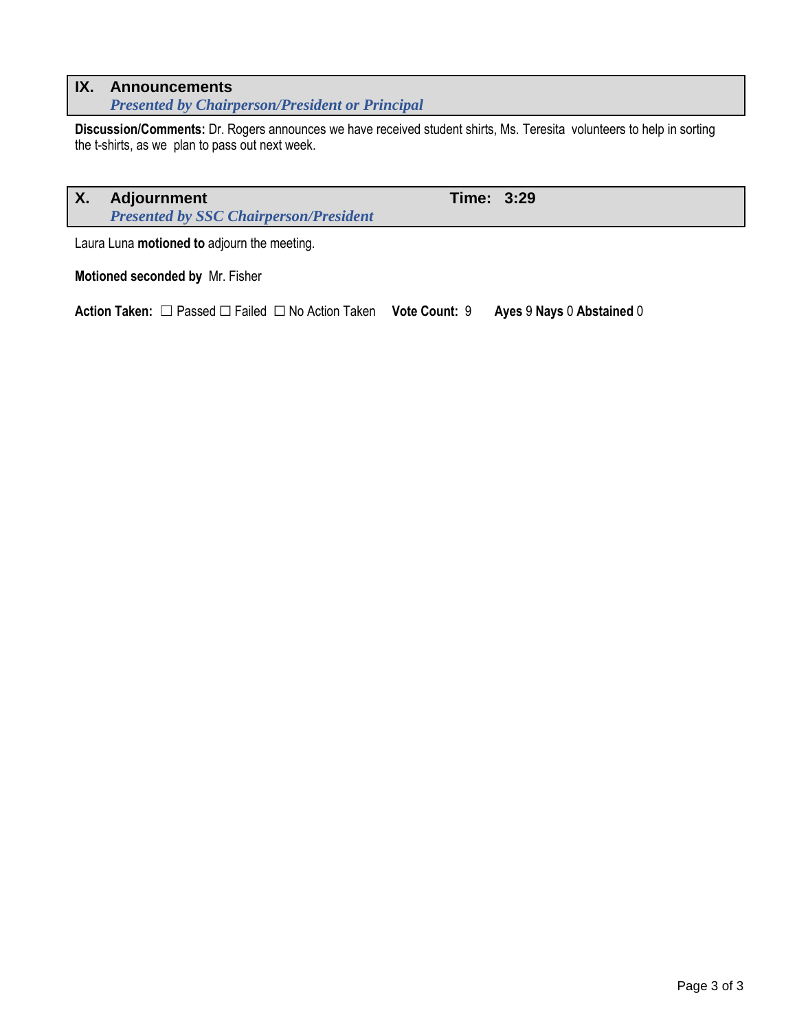## IX. Announcements

*Presented by Chairperson/President or Principal*

**Discussion/Comments:** Dr. Rogers announces we have received student shirts, Ms. Teresita volunteers to help in sorting the t-shirts, as we plan to pass out next week.

## X. Adjournment **Time: 3:29**

*Presented by SSC Chairperson/President*

Laura Luna **motioned to** adjourn the meeting.

**Motioned seconded by** Mr. Fisher

**Action Taken:** ☐ Passed ☐ Failed ☐ No Action Taken **Vote Count:** 9 **Ayes** 9 **Nays** 0 **Abstained** 0